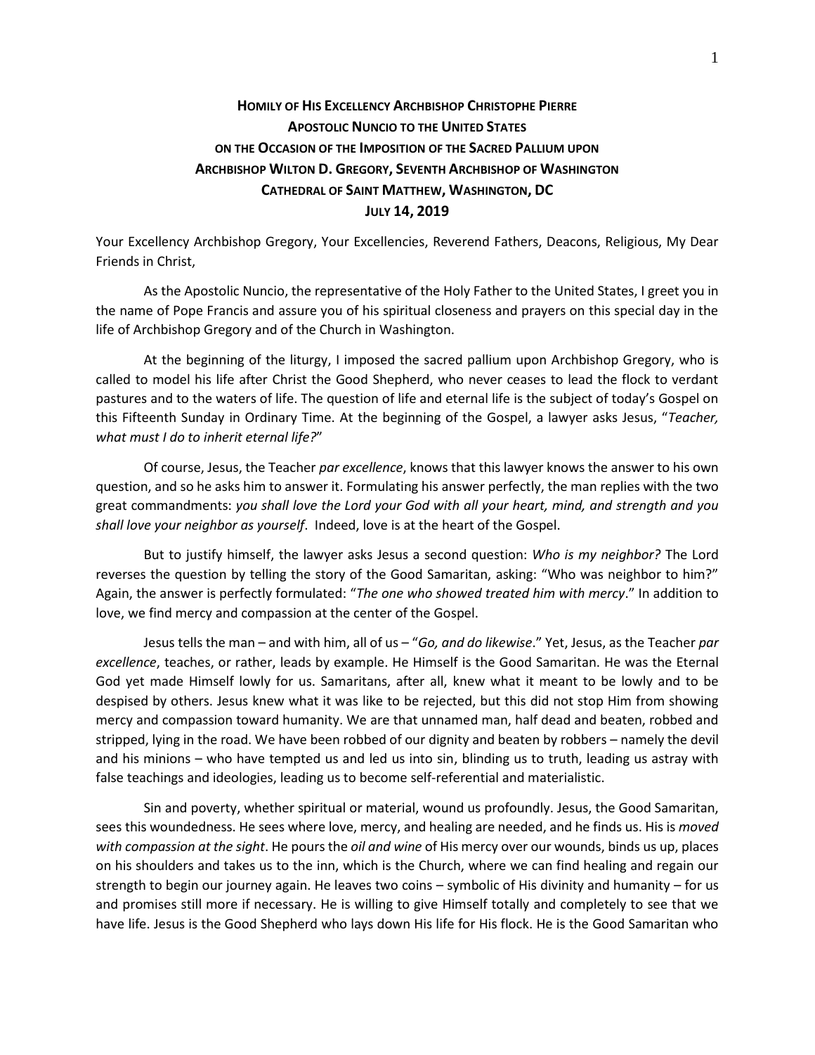# Homily of His Excellency Archbishop Christophe Pierre
## Apostolic Nuncio to the United States
## on the Occasion of the Imposition of the Sacred Pallium upon Archbishop Wilton D. Gregory, Seventh Archbishop of Washington
## Cathedral of Saint Matthew, Washington, DC
## July 14, 2019

Your Excellency Archbishop Gregory, Your Excellencies, Reverend Fathers, Deacons, Religious, My Dear Friends in Christ,

As the Apostolic Nuncio, the representative of the Holy Father to the United States, I greet you in the name of Pope Francis and assure you of his spiritual closeness and prayers on this special day in the life of Archbishop Gregory and of the Church in Washington.

At the beginning of the liturgy, I imposed the sacred pallium upon Archbishop Gregory, who is called to model his life after Christ the Good Shepherd, who never ceases to lead the flock to verdant pastures and to the waters of life. The question of life and eternal life is the subject of today's Gospel on this Fifteenth Sunday in Ordinary Time. At the beginning of the Gospel, a lawyer asks Jesus, "*Teacher, what must I do to inherit eternal life?*"

Of course, Jesus, the Teacher *par excellence*, knows that this lawyer knows the answer to his own question, and so he asks him to answer it. Formulating his answer perfectly, the man replies with the two great commandments: *you shall love the Lord your God with all your heart, mind, and strength and you shall love your neighbor as yourself*. Indeed, love is at the heart of the Gospel.

But to justify himself, the lawyer asks Jesus a second question: *Who is my neighbor?* The Lord reverses the question by telling the story of the Good Samaritan, asking: "Who was neighbor to him?" Again, the answer is perfectly formulated: "*The one who showed treated him with mercy*." In addition to love, we find mercy and compassion at the center of the Gospel.

Jesus tells the man – and with him, all of us – "*Go, and do likewise*." Yet, Jesus, as the Teacher *par excellence*, teaches, or rather, leads by example. He Himself is the Good Samaritan. He was the Eternal God yet made Himself lowly for us. Samaritans, after all, knew what it meant to be lowly and to be despised by others. Jesus knew what it was like to be rejected, but this did not stop Him from showing mercy and compassion toward humanity. We are that unnamed man, half dead and beaten, robbed and stripped, lying in the road. We have been robbed of our dignity and beaten by robbers – namely the devil and his minions – who have tempted us and led us into sin, blinding us to truth, leading us astray with false teachings and ideologies, leading us to become self-referential and materialistic.

Sin and poverty, whether spiritual or material, wound us profoundly. Jesus, the Good Samaritan, sees this woundedness. He sees where love, mercy, and healing are needed, and he finds us. His is *moved with compassion at the sight*. He pours the *oil and wine* of His mercy over our wounds, binds us up, places on his shoulders and takes us to the inn, which is the Church, where we can find healing and regain our strength to begin our journey again. He leaves two coins – symbolic of His divinity and humanity – for us and promises still more if necessary. He is willing to give Himself totally and completely to see that we have life. Jesus is the Good Shepherd who lays down His life for His flock. He is the Good Samaritan who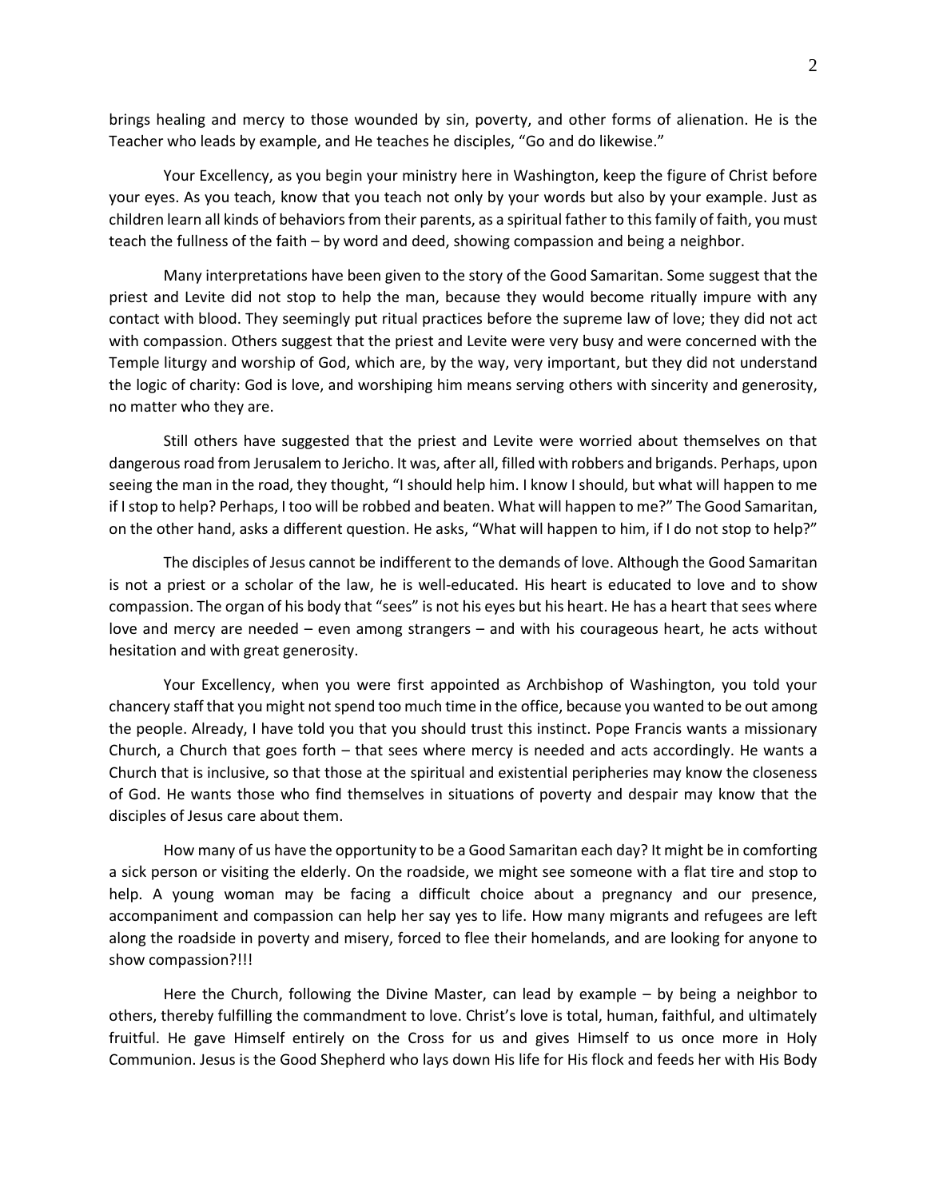brings healing and mercy to those wounded by sin, poverty, and other forms of alienation. He is the Teacher who leads by example, and He teaches he disciples, "Go and do likewise."

Your Excellency, as you begin your ministry here in Washington, keep the figure of Christ before your eyes. As you teach, know that you teach not only by your words but also by your example. Just as children learn all kinds of behaviors from their parents, as a spiritual father to this family of faith, you must teach the fullness of the faith – by word and deed, showing compassion and being a neighbor.

Many interpretations have been given to the story of the Good Samaritan. Some suggest that the priest and Levite did not stop to help the man, because they would become ritually impure with any contact with blood. They seemingly put ritual practices before the supreme law of love; they did not act with compassion. Others suggest that the priest and Levite were very busy and were concerned with the Temple liturgy and worship of God, which are, by the way, very important, but they did not understand the logic of charity: God is love, and worshiping him means serving others with sincerity and generosity, no matter who they are.

Still others have suggested that the priest and Levite were worried about themselves on that dangerous road from Jerusalem to Jericho. It was, after all, filled with robbers and brigands. Perhaps, upon seeing the man in the road, they thought, "I should help him. I know I should, but what will happen to me if I stop to help? Perhaps, I too will be robbed and beaten. What will happen to me?" The Good Samaritan, on the other hand, asks a different question. He asks, "What will happen to him, if I do not stop to help?"

The disciples of Jesus cannot be indifferent to the demands of love. Although the Good Samaritan is not a priest or a scholar of the law, he is well-educated. His heart is educated to love and to show compassion. The organ of his body that "sees" is not his eyes but his heart. He has a heart that sees where love and mercy are needed – even among strangers – and with his courageous heart, he acts without hesitation and with great generosity.

Your Excellency, when you were first appointed as Archbishop of Washington, you told your chancery staff that you might not spend too much time in the office, because you wanted to be out among the people. Already, I have told you that you should trust this instinct. Pope Francis wants a missionary Church, a Church that goes forth – that sees where mercy is needed and acts accordingly. He wants a Church that is inclusive, so that those at the spiritual and existential peripheries may know the closeness of God. He wants those who find themselves in situations of poverty and despair may know that the disciples of Jesus care about them.

How many of us have the opportunity to be a Good Samaritan each day? It might be in comforting a sick person or visiting the elderly. On the roadside, we might see someone with a flat tire and stop to help. A young woman may be facing a difficult choice about a pregnancy and our presence, accompaniment and compassion can help her say yes to life. How many migrants and refugees are left along the roadside in poverty and misery, forced to flee their homelands, and are looking for anyone to show compassion?!!!

Here the Church, following the Divine Master, can lead by example – by being a neighbor to others, thereby fulfilling the commandment to love. Christ's love is total, human, faithful, and ultimately fruitful. He gave Himself entirely on the Cross for us and gives Himself to us once more in Holy Communion. Jesus is the Good Shepherd who lays down His life for His flock and feeds her with His Body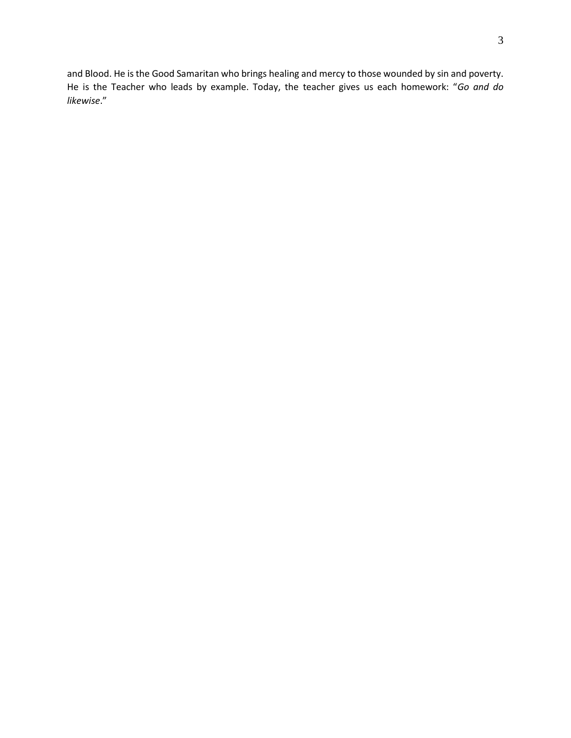and Blood. He is the Good Samaritan who brings healing and mercy to those wounded by sin and poverty. He is the Teacher who leads by example. Today, the teacher gives us each homework: "*Go and do likewise*."